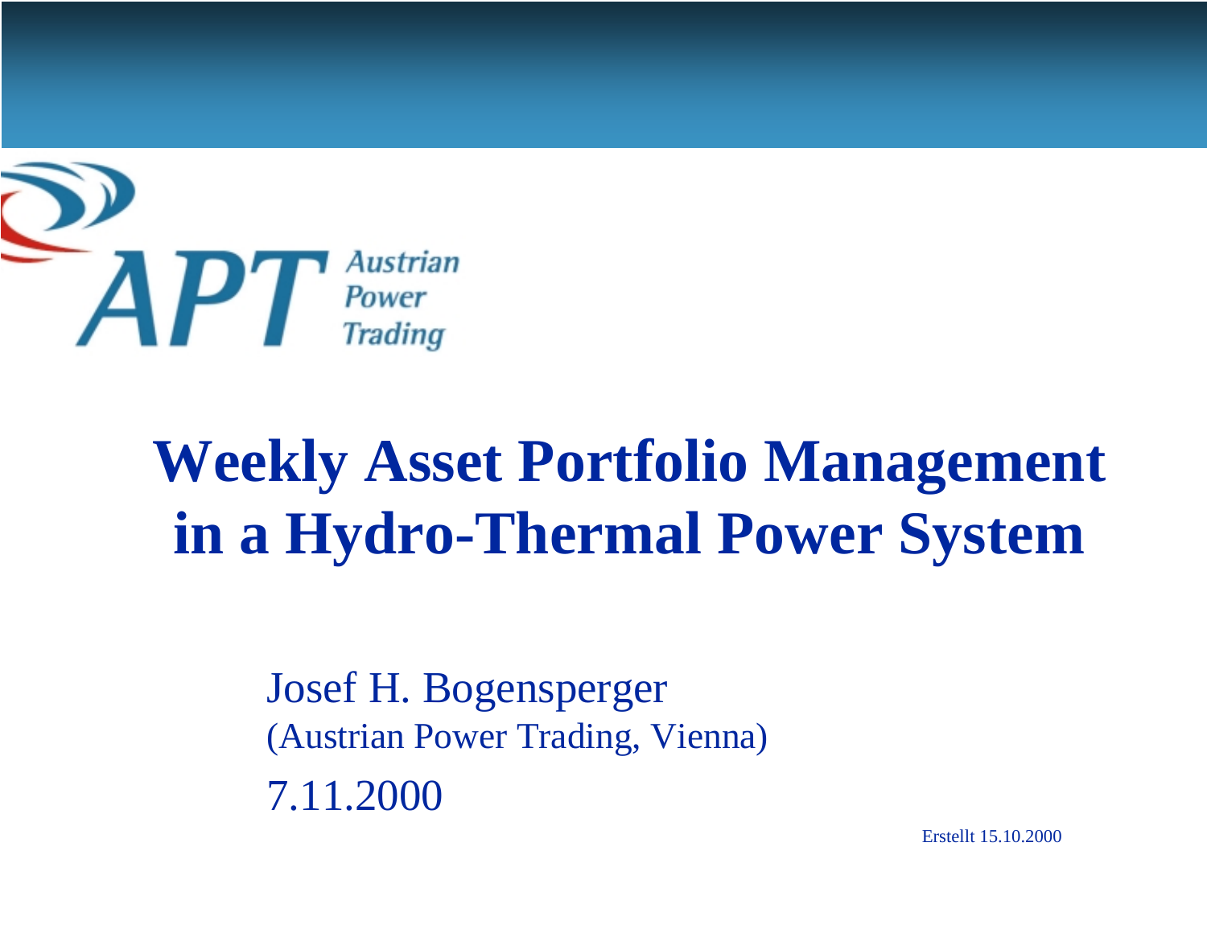APT Austrian Power Trading

# Weekly Asset Portfolio Management in a Hydro-Thermal Power System

Josef H. Bogensperger
(Austrian Power Trading, Vienna)
7.11.2000

Erstellt 15.10.2000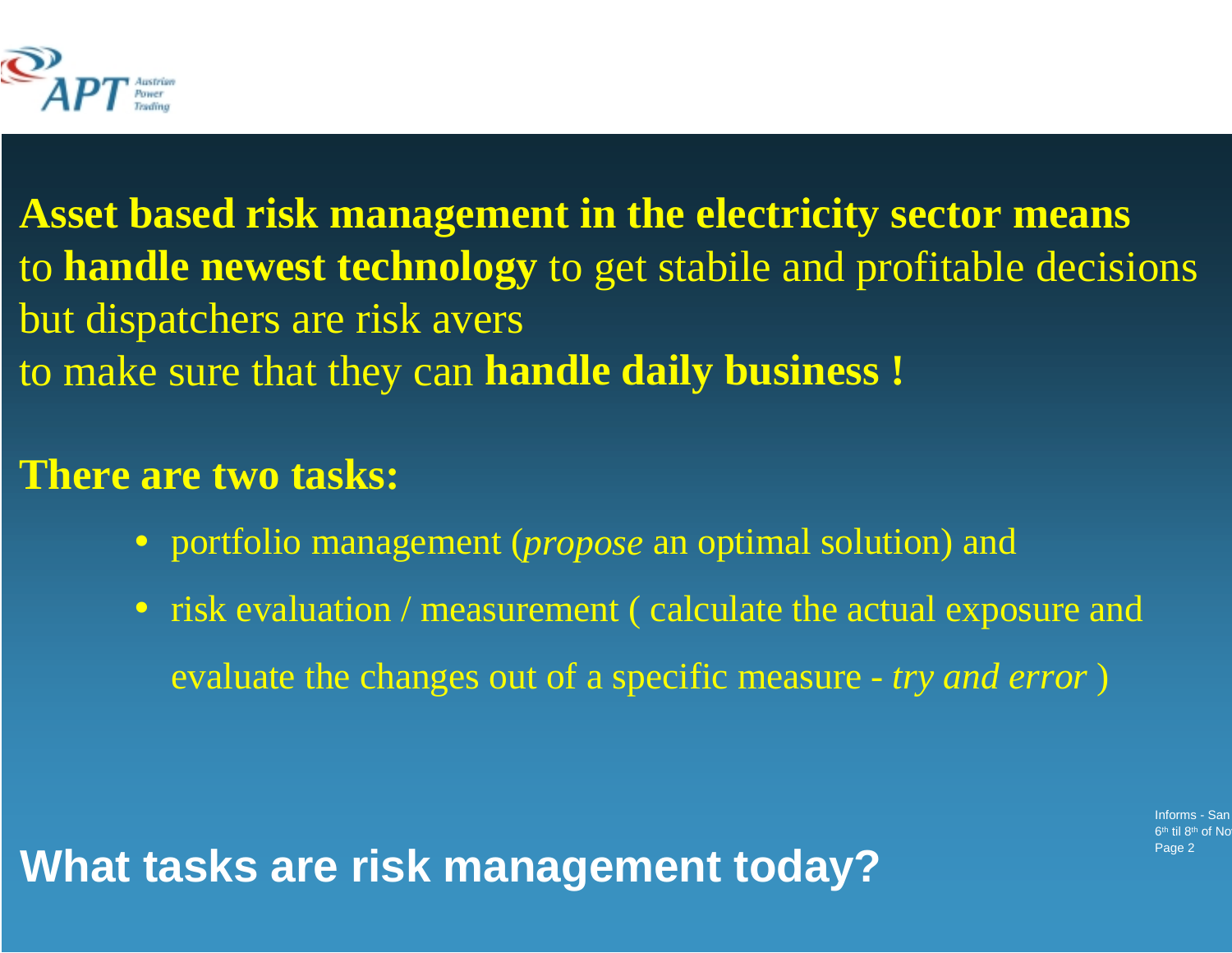**Asset based risk management in the electricity sector means** to **handle newest technology** to get stabile and profitable decisions but dispatchers are risk avers to make sure that they can **handle daily business !**

**There are two tasks:**

- portfolio management (*propose* an optimal solution) and
- risk evaluation / measurement ( calculate the actual exposure and evaluate the changes out of a specific measure - *try and error* )

## What tasks are risk management today?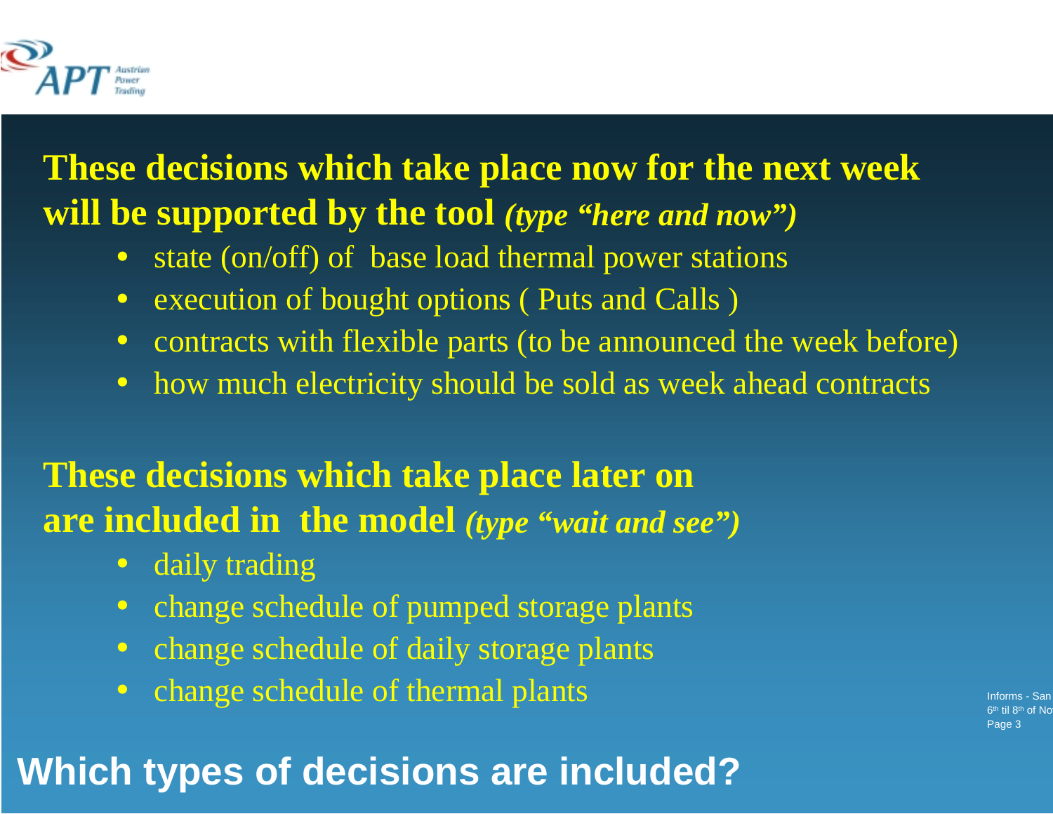# Which types of decisions are included?

**These decisions which take place now for the next week will be supported by the tool** ***(type "here and now")***

- state (on/off) of base load thermal power stations
- execution of bought options ( Puts and Calls )
- contracts with flexible parts (to be announced the week before)
- how much electricity should be sold as week ahead contracts

**These decisions which take place later on are included in the model** ***(type "wait and see")***

- daily trading
- change schedule of pumped storage plants
- change schedule of daily storage plants
- change schedule of thermal plants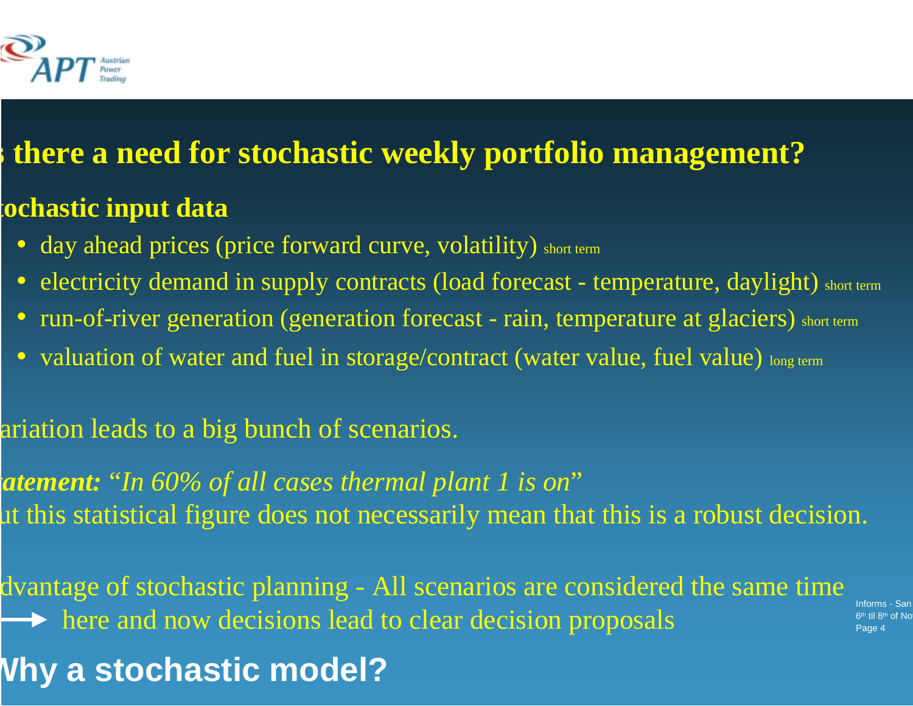# s there a need for stochastic weekly portfolio management?

## tochastic input data

- day ahead prices (price forward curve, volatility) short term
- electricity demand in supply contracts (load forecast - temperature, daylight) short term
- run-of-river generation (generation forecast - rain, temperature at glaciers) short term
- valuation of water and fuel in storage/contract (water value, fuel value) long term

ariation leads to a big bunch of scenarios.

***tatement:*** *"In 60% of all cases thermal plant 1 is on"*
ut this statistical figure does not necessarily mean that this is a robust decision.

dvantage of stochastic planning - All scenarios are considered the same time
→ here and now decisions lead to clear decision proposals

## Vhy a stochastic model?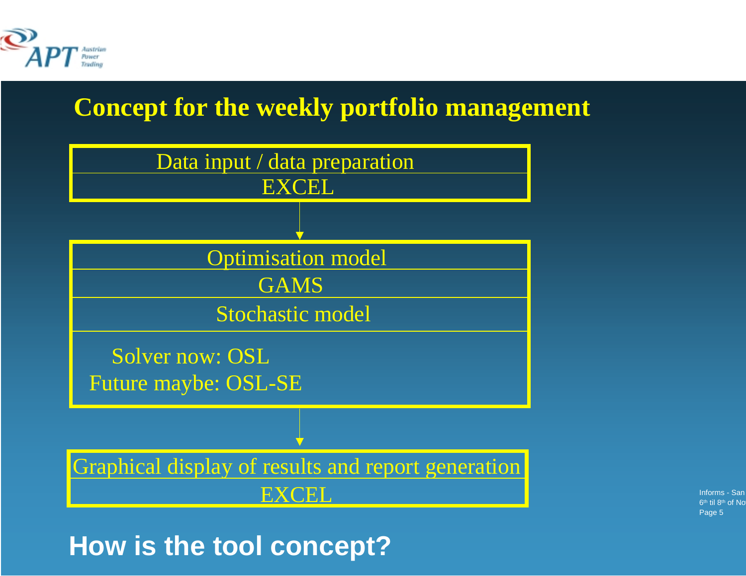# Concept for the weekly portfolio management

Data input / data preparation
EXCEL

↓

Optimisation model
GAMS
Stochastic model

Solver now: OSL
Future maybe: OSL-SE

↓

Graphical display of results and report generation
EXCEL

## How is the tool concept?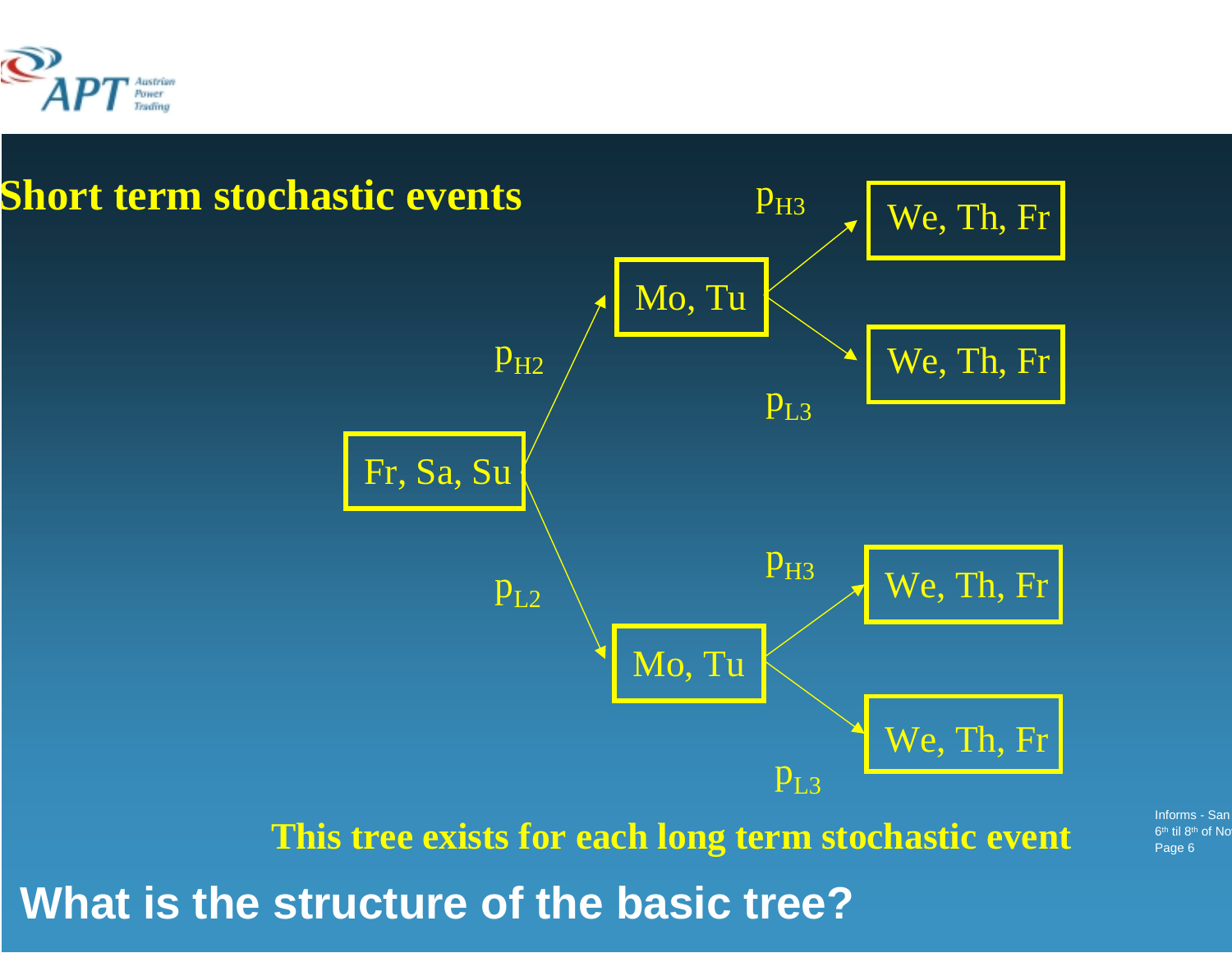## Short term stochastic events

Fr, Sa, Su → ($p_{H2}$) Mo, Tu → ($p_{H3}$) We, Th, Fr; ($p_{L3}$) We, Th, Fr

Fr, Sa, Su → ($p_{L2}$) Mo, Tu → ($p_{H3}$) We, Th, Fr; ($p_{L3}$) We, Th, Fr

**This tree exists for each long term stochastic event**

# What is the structure of the basic tree?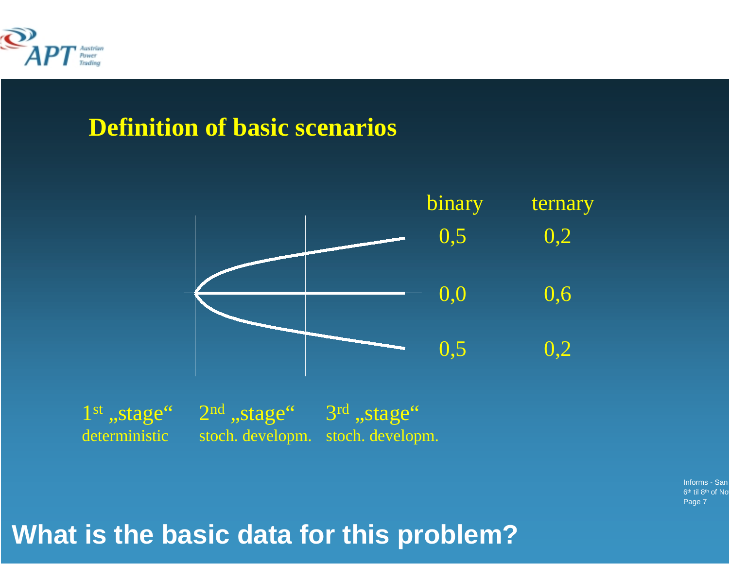## Definition of basic scenarios

| binary | ternary |
| --- | --- |
| 0,5 | 0,2 |
| 0,0 | 0,6 |
| 0,5 | 0,2 |

1st „stage“ deterministic — 2nd „stage“ stoch. developm. — 3rd „stage“ stoch. developm.

**What is the basic data for this problem?**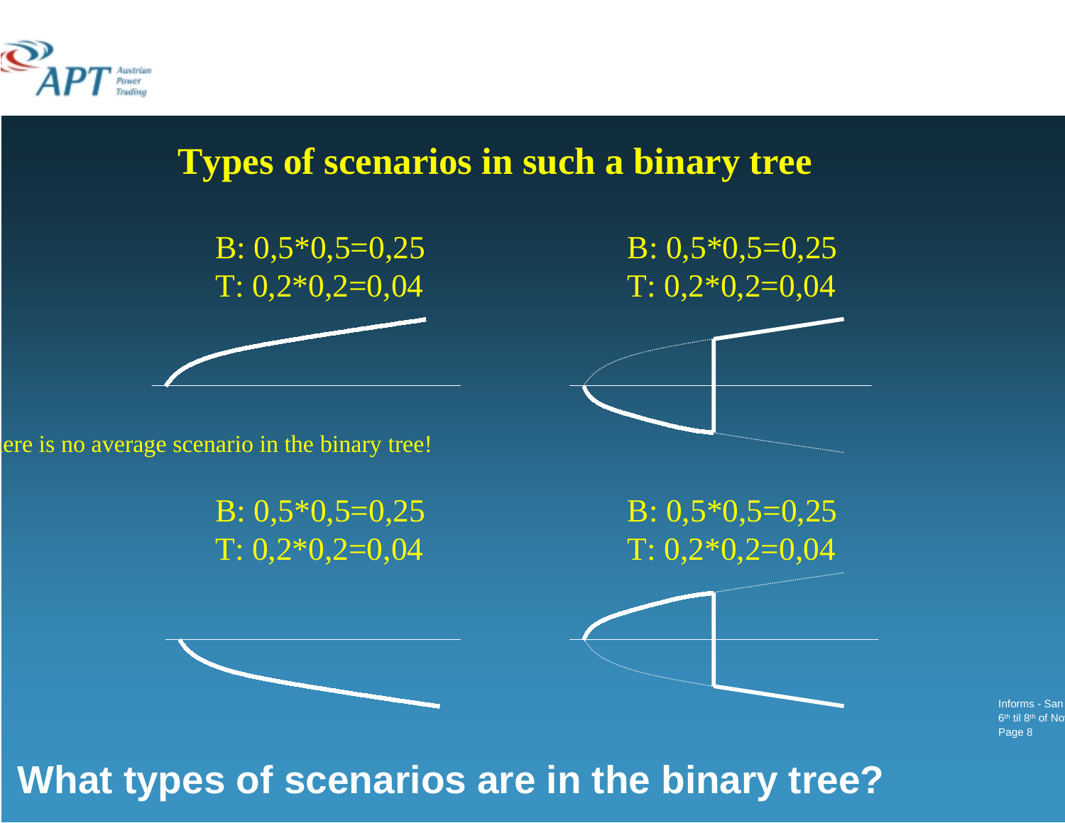# Types of scenarios in such a binary tree

B: 0,5*0,5=0,25
T: 0,2*0,2=0,04

B: 0,5*0,5=0,25
T: 0,2*0,2=0,04

ere is no average scenario in the binary tree!

B: 0,5*0,5=0,25
T: 0,2*0,2=0,04

B: 0,5*0,5=0,25
T: 0,2*0,2=0,04

**What types of scenarios are in the binary tree?**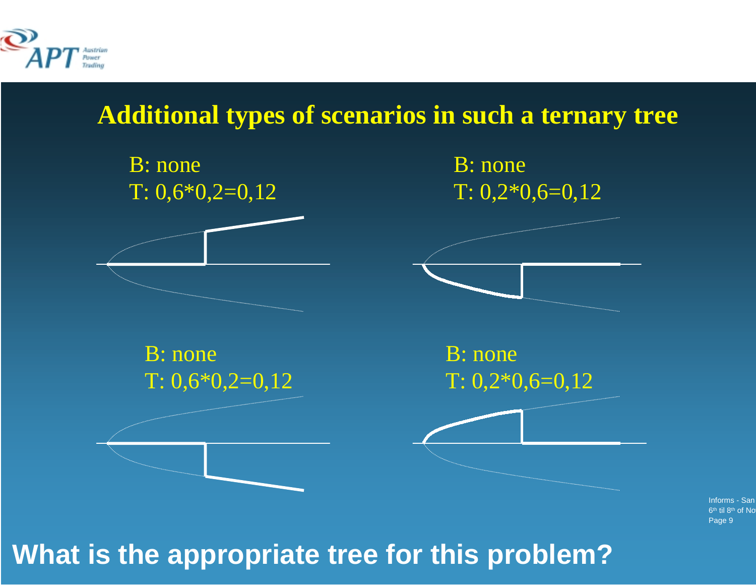# Additional types of scenarios in such a ternary tree

B: none
T: 0,6*0,2=0,12

B: none
T: 0,2*0,6=0,12

B: none
T: 0,6*0,2=0,12

B: none
T: 0,2*0,6=0,12

**What is the appropriate tree for this problem?**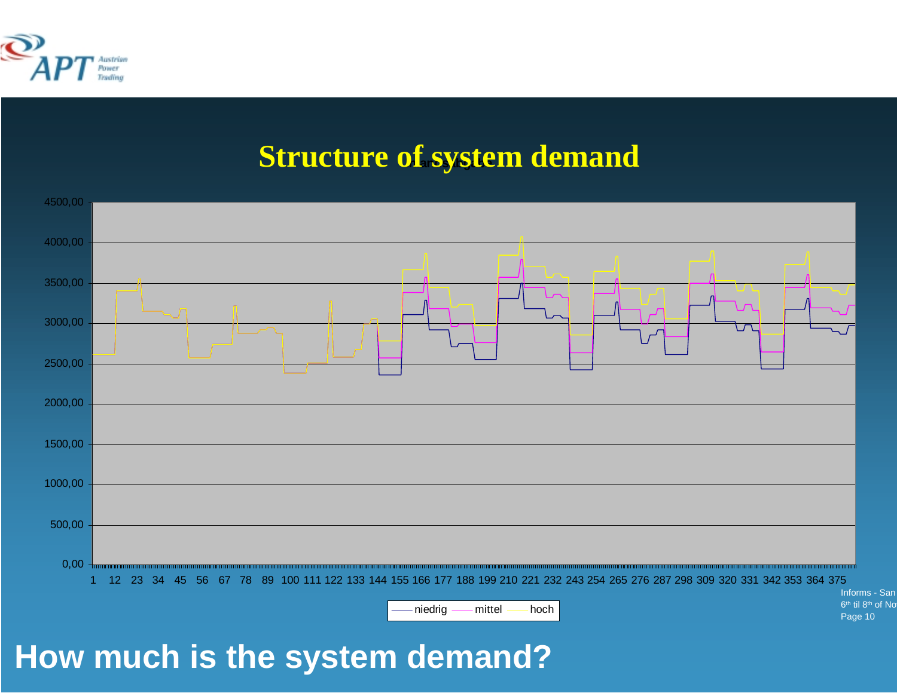# Structure of system demand

4500,00
4000,00
3500,00
3000,00
2500,00
2000,00
1500,00
1000,00
500,00
0,00

1 12 23 34 45 56 67 78 89 100 111 122 133 144 155 166 177 188 199 210 221 232 243 254 265 276 287 298 309 320 331 342 353 364 375

niedrig mittel hoch

## How much is the system demand?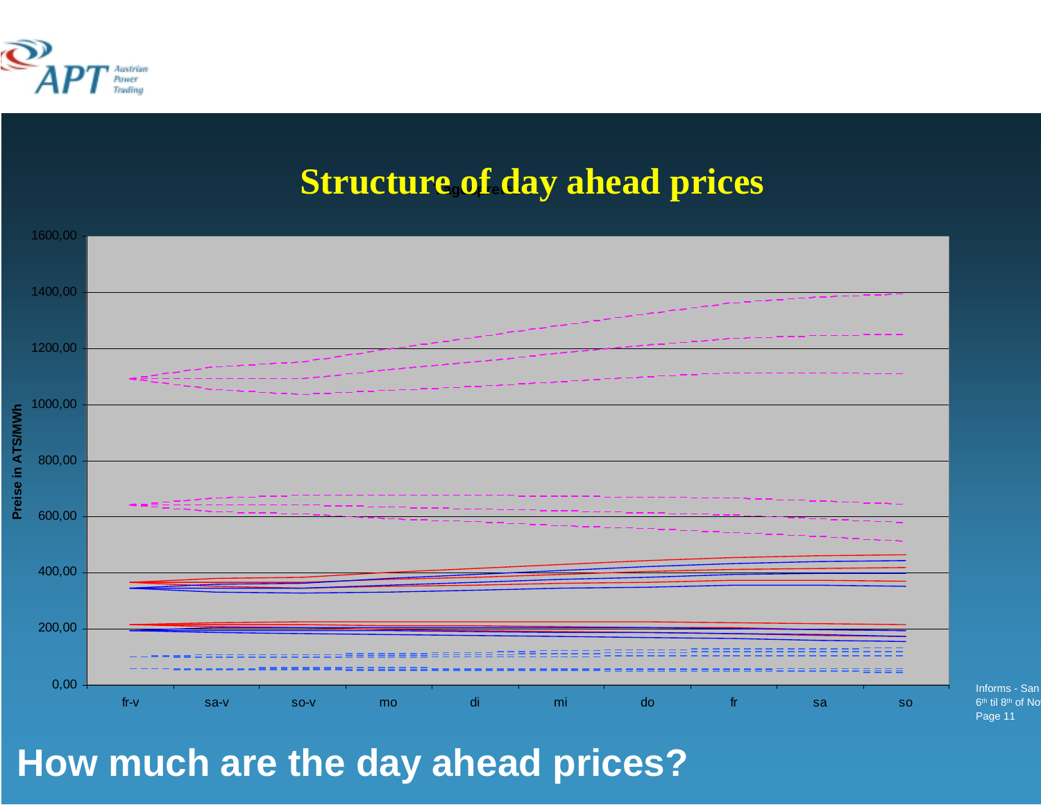# Structure of day ahead prices

Preise in ATS/MWh

1600,00
1400,00
1200,00
1000,00
800,00
600,00
400,00
200,00
0,00

fr-v sa-v so-v mo di mi do fr sa so

How much are the day ahead prices?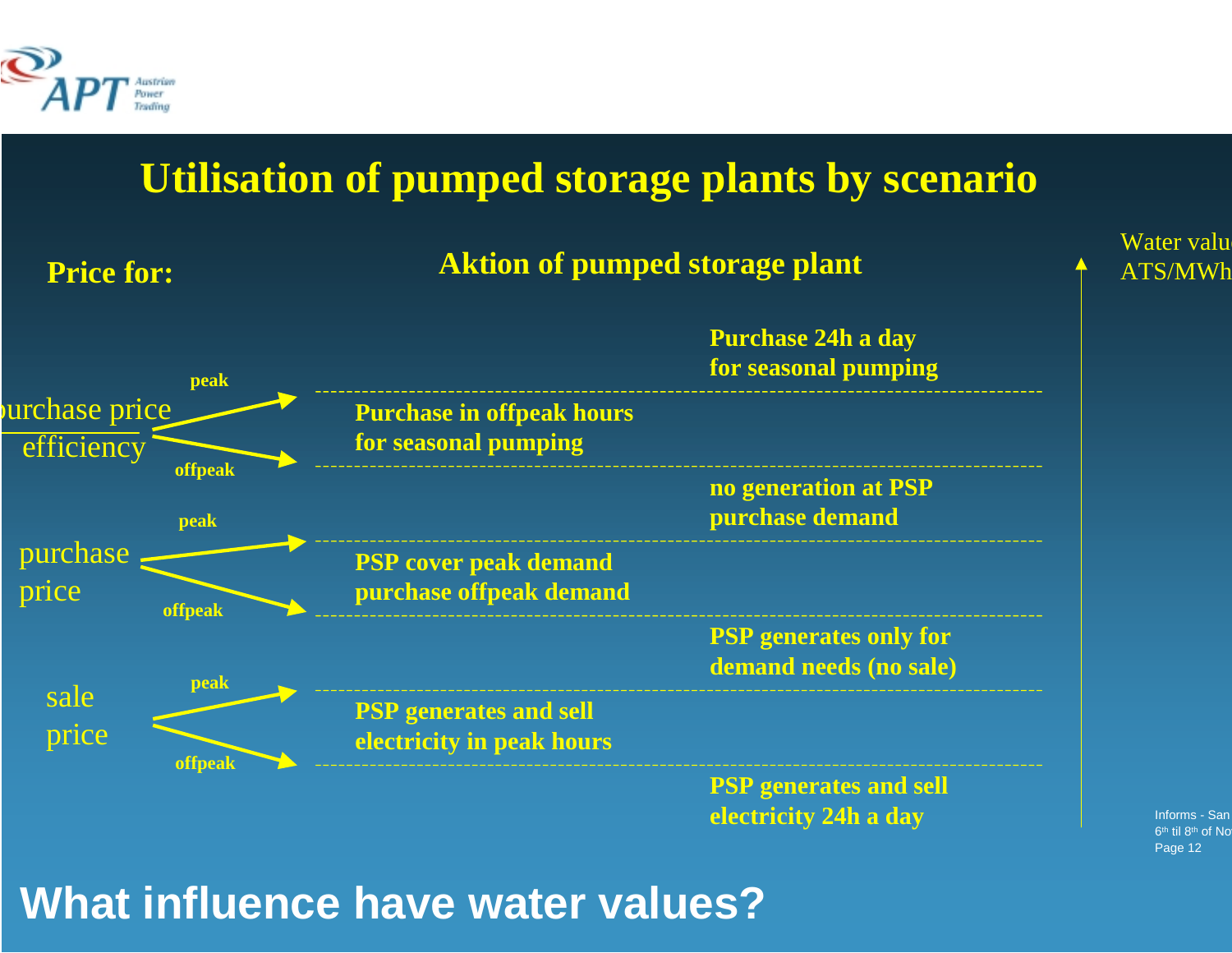# Utilisation of pumped storage plants by scenario

**Price for:**

**Aktion of pumped storage plant**

Water value ATS/MWh

| Price for | | Aktion of pumped storage plant |
|---|---|---|
| | | **Purchase 24h a day for seasonal pumping** |
| purchase price / efficiency | peak | |
| | | **Purchase in offpeak hours for seasonal pumping** |
| | offpeak | |
| | | **no generation at PSP purchase demand** |
| purchase price | peak | |
| | | **PSP cover peak demand purchase offpeak demand** |
| | offpeak | |
| | | **PSP generates only for demand needs (no sale)** |
| sale price | peak | |
| | | **PSP generates and sell electricity in peak hours** |
| | offpeak | |
| | | **PSP generates and sell electricity 24h a day** |

## What influence have water values?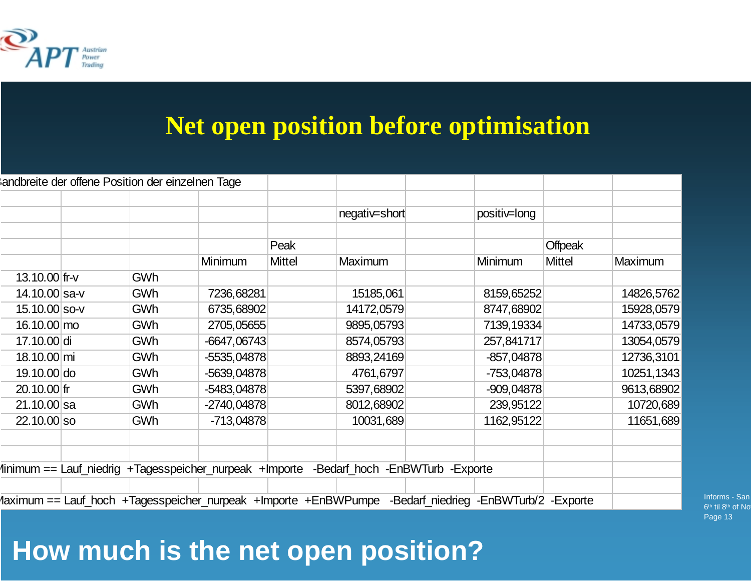# Net open position before optimisation

| Bandbreite der offene Position der einzelnen Tage | | | | | | | | | |
|---|---|---|---|---|---|---|---|---|---|
| | | | | | negativ=short | | positiv=long | | |
| | | | | Peak | | | | Offpeak | |
| | | | Minimum | Mittel | Maximum | | Minimum | Mittel | Maximum |
| 13.10.00 | fr-v | GWh | | | | | | | |
| 14.10.00 | sa-v | GWh | 7236,68281 | | 15185,061 | | 8159,65252 | | 14826,5762 |
| 15.10.00 | so-v | GWh | 6735,68902 | | 14172,0579 | | 8747,68902 | | 15928,0579 |
| 16.10.00 | mo | GWh | 2705,05655 | | 9895,05793 | | 7139,19334 | | 14733,0579 |
| 17.10.00 | di | GWh | -6647,06743 | | 8574,05793 | | 257,841717 | | 13054,0579 |
| 18.10.00 | mi | GWh | -5535,04878 | | 8893,24169 | | -857,04878 | | 12736,3101 |
| 19.10.00 | do | GWh | -5639,04878 | | 4761,6797 | | -753,04878 | | 10251,1343 |
| 20.10.00 | fr | GWh | -5483,04878 | | 5397,68902 | | -909,04878 | | 9613,68902 |
| 21.10.00 | sa | GWh | -2740,04878 | | 8012,68902 | | 239,95122 | | 10720,689 |
| 22.10.00 | so | GWh | -713,04878 | | 10031,689 | | 1162,95122 | | 11651,689 |

Minimum == Lauf_niedrig +Tagesspeicher_nurpeak +Importe -Bedarf_hoch -EnBWTurb -Exporte

Maximum == Lauf_hoch +Tagesspeicher_nurpeak +Importe +EnBWPumpe -Bedarf_niedrieg -EnBWTurb/2 -Exporte

**How much is the net open position?**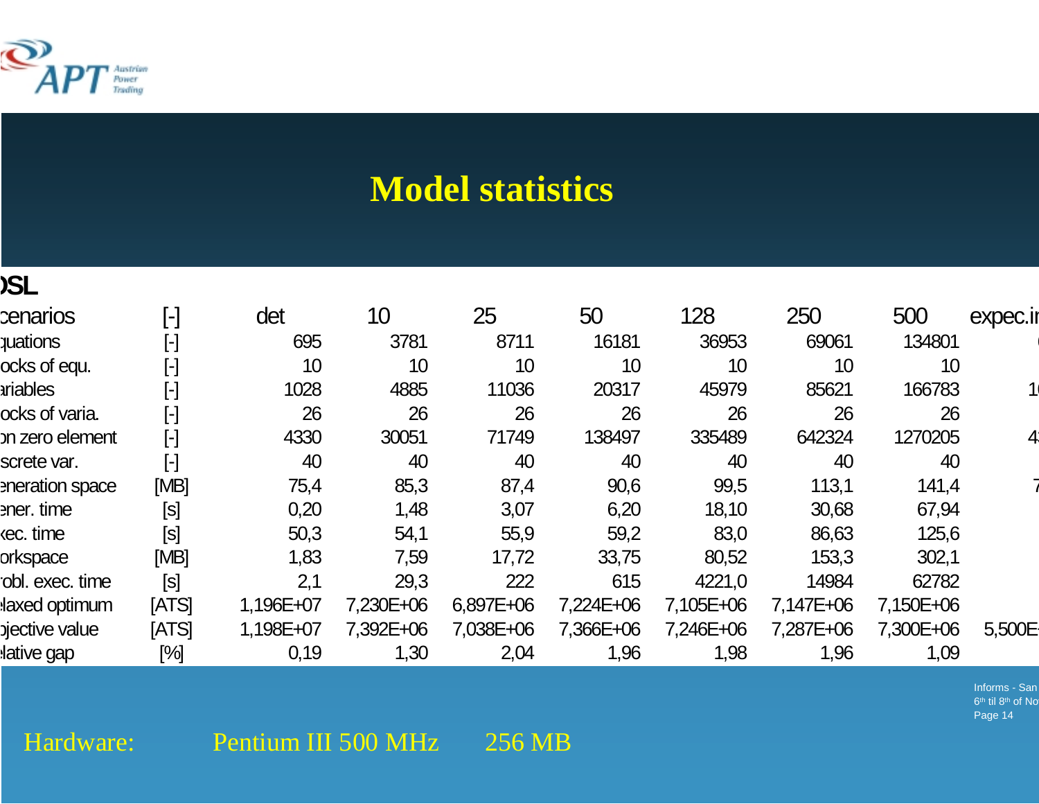# Model statistics

**SL**

| cenarios | [-] | det | 10 | 25 | 50 | 128 | 250 | 500 | expec.i |
|---|---|---|---|---|---|---|---|---|---|
| quations | [-] | 695 | 3781 | 8711 | 16181 | 36953 | 69061 | 134801 | |
| ocks of equ. | [-] | 10 | 10 | 10 | 10 | 10 | 10 | 10 | |
| ariables | [-] | 1028 | 4885 | 11036 | 20317 | 45979 | 85621 | 166783 | 1 |
| ocks of varia. | [-] | 26 | 26 | 26 | 26 | 26 | 26 | 26 | |
| on zero element | [-] | 4330 | 30051 | 71749 | 138497 | 335489 | 642324 | 1270205 | 4 |
| screte var. | [-] | 40 | 40 | 40 | 40 | 40 | 40 | 40 | |
| eneration space | [MB] | 75,4 | 85,3 | 87,4 | 90,6 | 99,5 | 113,1 | 141,4 | 7 |
| ener. time | [s] | 0,20 | 1,48 | 3,07 | 6,20 | 18,10 | 30,68 | 67,94 | |
| xec. time | [s] | 50,3 | 54,1 | 55,9 | 59,2 | 83,0 | 86,63 | 125,6 | |
| orkspace | [MB] | 1,83 | 7,59 | 17,72 | 33,75 | 80,52 | 153,3 | 302,1 | |
| robl. exec. time | [s] | 2,1 | 29,3 | 222 | 615 | 4221,0 | 14984 | 62782 | |
| elaxed optimum | [ATS] | 1,196E+07 | 7,230E+06 | 6,897E+06 | 7,224E+06 | 7,105E+06 | 7,147E+06 | 7,150E+06 | |
| bjective value | [ATS] | 1,198E+07 | 7,392E+06 | 7,038E+06 | 7,366E+06 | 7,246E+06 | 7,287E+06 | 7,300E+06 | 5,500E |
| elative gap | [%] | 0,19 | 1,30 | 2,04 | 1,96 | 1,98 | 1,96 | 1,09 | |

Hardware: Pentium III 500 MHz 256 MB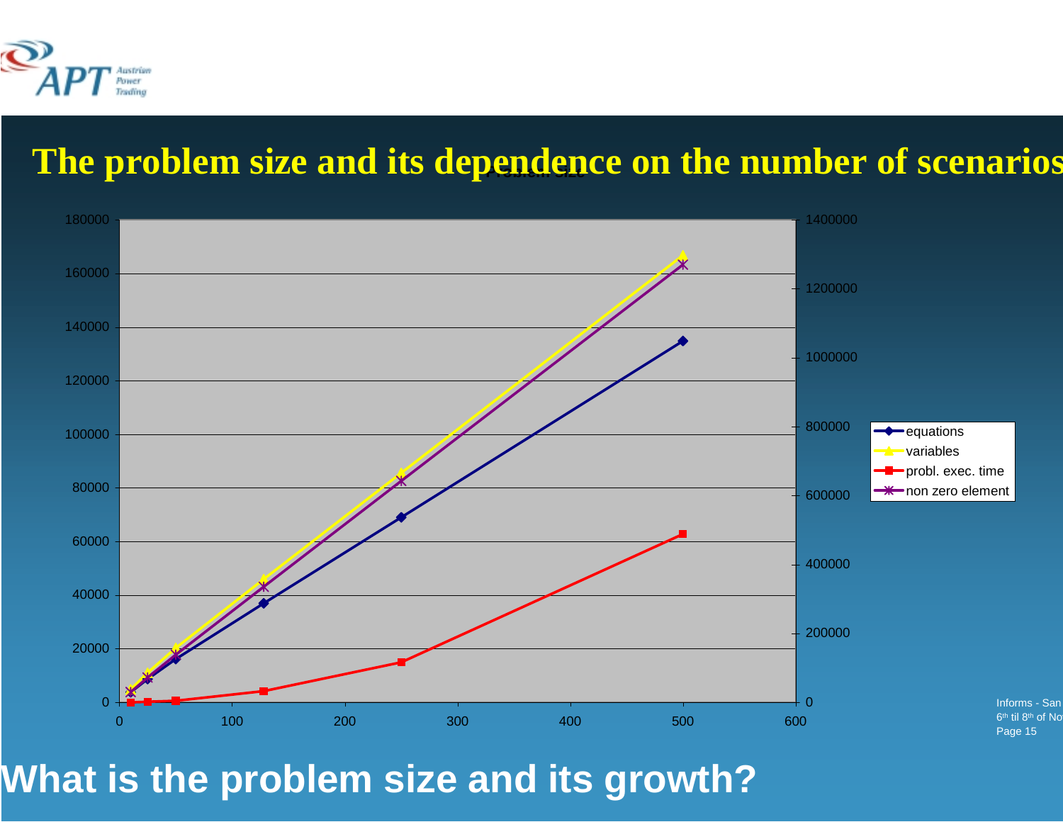# The problem size and its dependence on the number of scenarios

What is the problem size and its growth?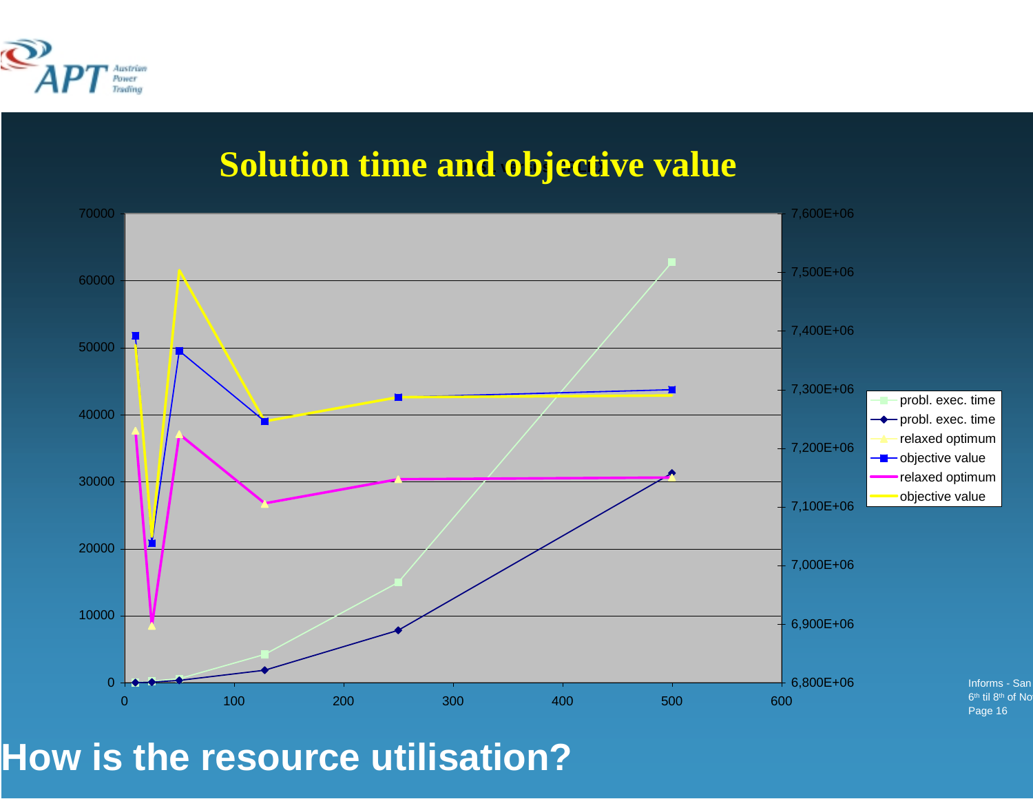# Solution time and objective value

- probl. exec. time
- probl. exec. time
- relaxed optimum
- objective value
- relaxed optimum
- objective value

## How is the resource utilisation?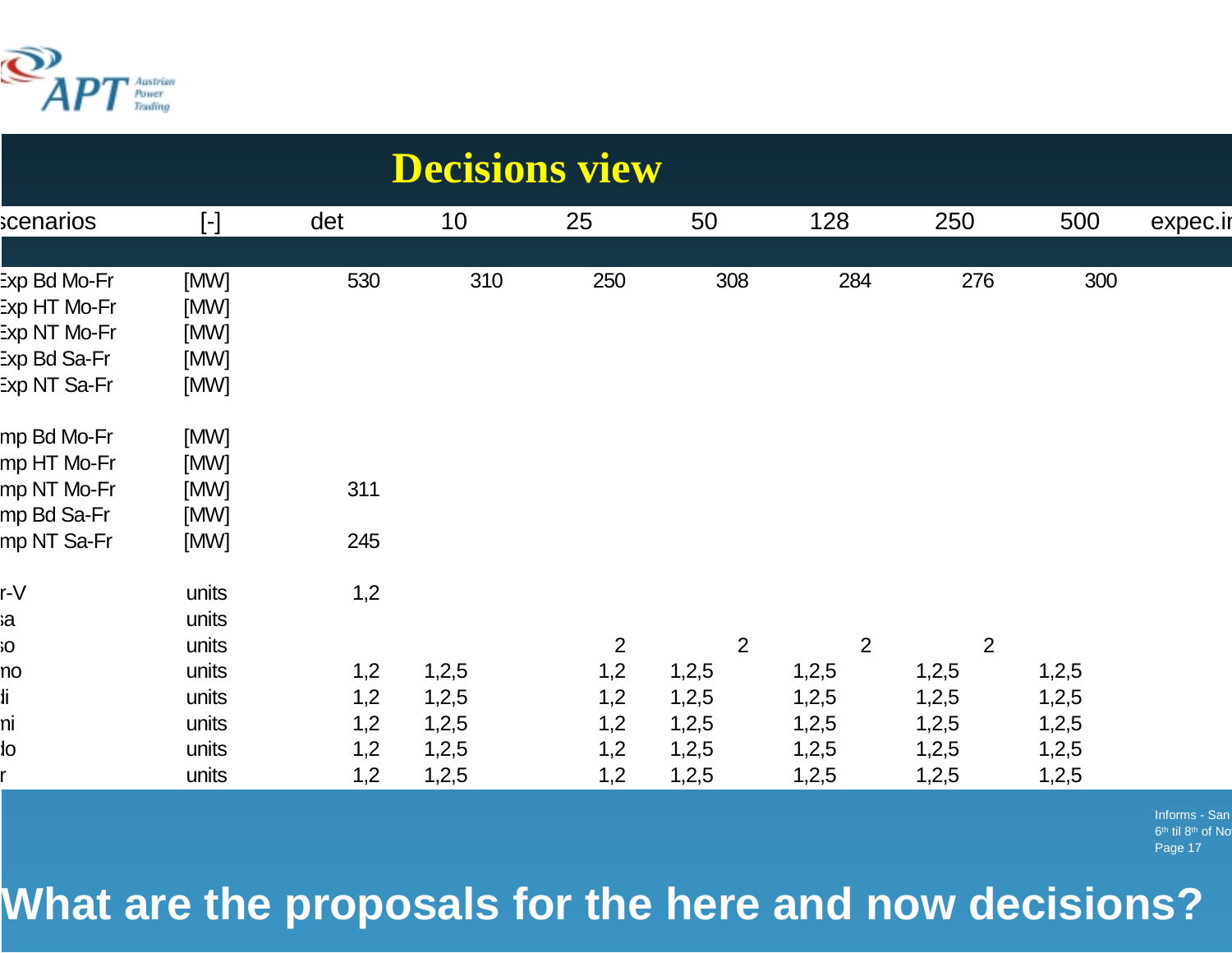# Decisions view

| scenarios | [-] | det | 10 | 25 | 50 | 128 | 250 | 500 | expec.in |
|---|---|---|---|---|---|---|---|---|---|
| Exp Bd Mo-Fr | [MW] | 530 | 310 | 250 | 308 | 284 | 276 | 300 | |
| Exp HT Mo-Fr | [MW] | | | | | | | | |
| Exp NT Mo-Fr | [MW] | | | | | | | | |
| Exp Bd Sa-Fr | [MW] | | | | | | | | |
| Exp NT Sa-Fr | [MW] | | | | | | | | |
| mp Bd Mo-Fr | [MW] | | | | | | | | |
| mp HT Mo-Fr | [MW] | | | | | | | | |
| mp NT Mo-Fr | [MW] | 311 | | | | | | | |
| mp Bd Sa-Fr | [MW] | | | | | | | | |
| mp NT Sa-Fr | [MW] | 245 | | | | | | | |
| r-V | units | 1,2 | | | | | | | |
| a | units | | | | | | | | |
| o | units | | | 2 | 2 | 2 | 2 | | |
| no | units | 1,2 | 1,2,5 | 1,2 | 1,2,5 | 1,2,5 | 1,2,5 | 1,2,5 | |
| i | units | 1,2 | 1,2,5 | 1,2 | 1,2,5 | 1,2,5 | 1,2,5 | 1,2,5 | |
| ni | units | 1,2 | 1,2,5 | 1,2 | 1,2,5 | 1,2,5 | 1,2,5 | 1,2,5 | |
| do | units | 1,2 | 1,2,5 | 1,2 | 1,2,5 | 1,2,5 | 1,2,5 | 1,2,5 | |
| r | units | 1,2 | 1,2,5 | 1,2 | 1,2,5 | 1,2,5 | 1,2,5 | 1,2,5 | |

**What are the proposals for the here and now decisions?**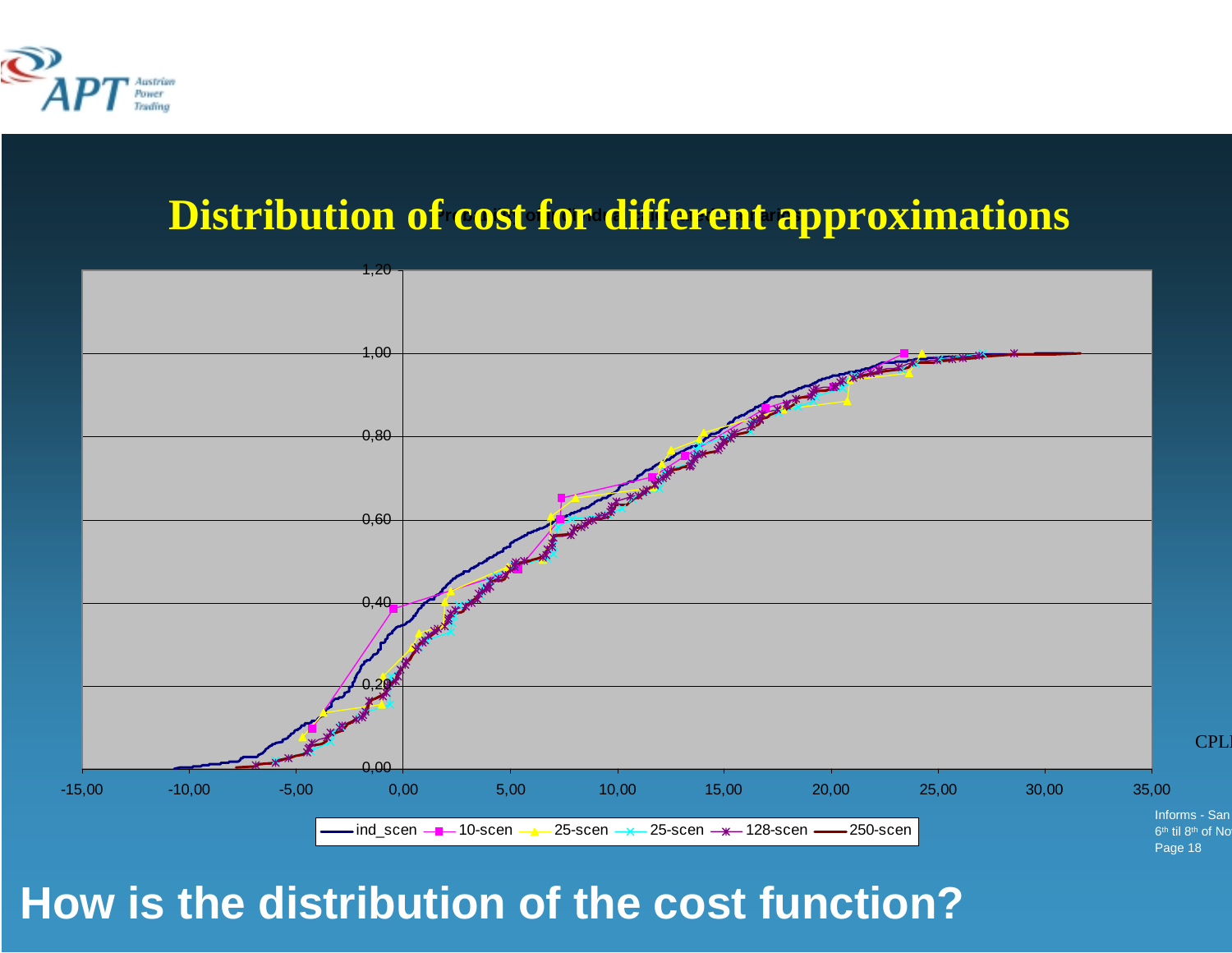# Distribution of cost for different approximations

ind_scen, 10-scen, 25-scen, 25-scen, 128-scen, 250-scen

## How is the distribution of the cost function?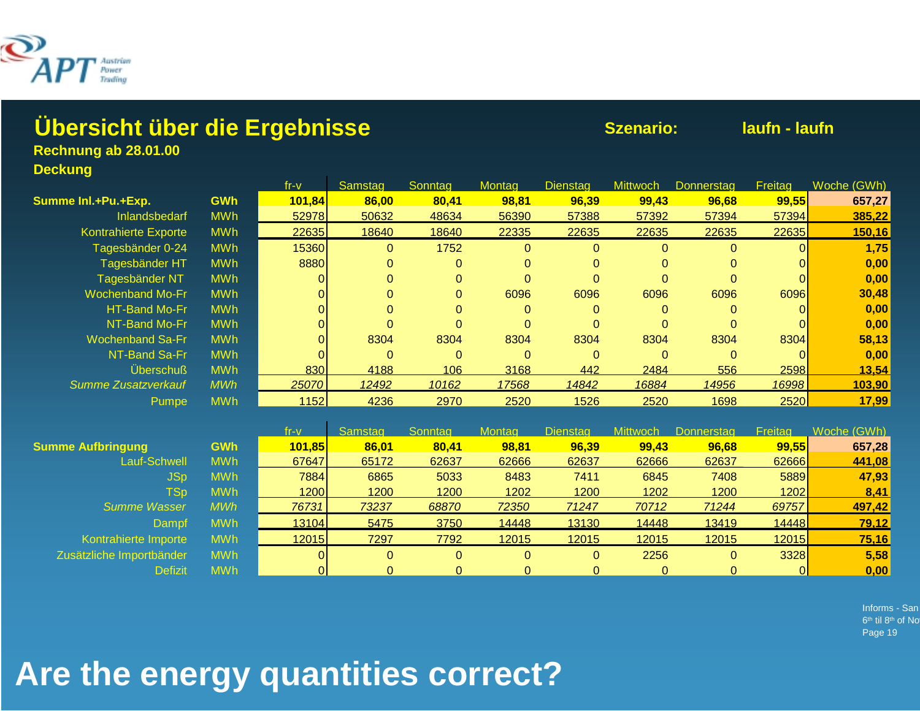# Übersicht über die Ergebnisse

**Szenario:** **laufn - laufn**

**Rechnung ab 28.01.00**

**Deckung**

| | | fr-v | Samstag | Sonntag | Montag | Dienstag | Mittwoch | Donnerstag | Freitag | Woche (GWh) |
|---|---|---|---|---|---|---|---|---|---|---|
| **Summe Inl.+Pu.+Exp.** | **GWh** | **101,84** | **86,00** | **80,41** | **98,81** | **96,39** | **99,43** | **96,68** | **99,55** | **657,27** |
| Inlandsbedarf | MWh | 52978 | 50632 | 48634 | 56390 | 57388 | 57392 | 57394 | 57394 | **385,22** |
| Kontrahierte Exporte | MWh | 22635 | 18640 | 18640 | 22335 | 22635 | 22635 | 22635 | 22635 | **150,16** |
| Tagesbänder 0-24 | MWh | 15360 | 0 | 1752 | 0 | 0 | 0 | 0 | 0 | **1,75** |
| Tagesbänder HT | MWh | 8880 | 0 | 0 | 0 | 0 | 0 | 0 | 0 | **0,00** |
| Tagesbänder NT | MWh | 0 | 0 | 0 | 0 | 0 | 0 | 0 | 0 | **0,00** |
| Wochenband Mo-Fr | MWh | 0 | 0 | 0 | 6096 | 6096 | 6096 | 6096 | 6096 | **30,48** |
| HT-Band Mo-Fr | MWh | 0 | 0 | 0 | 0 | 0 | 0 | 0 | 0 | **0,00** |
| NT-Band Mo-Fr | MWh | 0 | 0 | 0 | 0 | 0 | 0 | 0 | 0 | **0,00** |
| Wochenband Sa-Fr | MWh | 0 | 8304 | 8304 | 8304 | 8304 | 8304 | 8304 | 8304 | **58,13** |
| NT-Band Sa-Fr | MWh | 0 | 0 | 0 | 0 | 0 | 0 | 0 | 0 | **0,00** |
| Überschuß | MWh | 830 | 4188 | 106 | 3168 | 442 | 2484 | 556 | 2598 | **13,54** |
| *Summe Zusatzverkauf* | *MWh* | *25070* | *12492* | *10162* | *17568* | *14842* | *16884* | *14956* | *16998* | **103,90** |
| Pumpe | MWh | 1152 | 4236 | 2970 | 2520 | 1526 | 2520 | 1698 | 2520 | **17,99** |

| | | fr-v | Samstag | Sonntag | Montag | Dienstag | Mittwoch | Donnerstag | Freitag | Woche (GWh) |
|---|---|---|---|---|---|---|---|---|---|---|
| **Summe Aufbringung** | **GWh** | **101,85** | **86,01** | **80,41** | **98,81** | **96,39** | **99,43** | **96,68** | **99,55** | **657,28** |
| Lauf-Schwell | MWh | 67647 | 65172 | 62637 | 62666 | 62637 | 62666 | 62637 | 62666 | **441,08** |
| JSp | MWh | 7884 | 6865 | 5033 | 8483 | 7411 | 6845 | 7408 | 5889 | **47,93** |
| TSp | MWh | 1200 | 1200 | 1200 | 1202 | 1200 | 1202 | 1200 | 1202 | **8,41** |
| *Summe Wasser* | *MWh* | *76731* | *73237* | *68870* | *72350* | *71247* | *70712* | *71244* | *69757* | **497,42** |
| Dampf | MWh | 13104 | 5475 | 3750 | 14448 | 13130 | 14448 | 13419 | 14448 | **79,12** |
| Kontrahierte Importe | MWh | 12015 | 7297 | 7792 | 12015 | 12015 | 12015 | 12015 | 12015 | **75,16** |
| Zusätzliche Importbänder | MWh | 0 | 0 | 0 | 0 | 0 | 2256 | 0 | 3328 | **5,58** |
| Defizit | MWh | 0 | 0 | 0 | 0 | 0 | 0 | 0 | 0 | **0,00** |

# Are the energy quantities correct?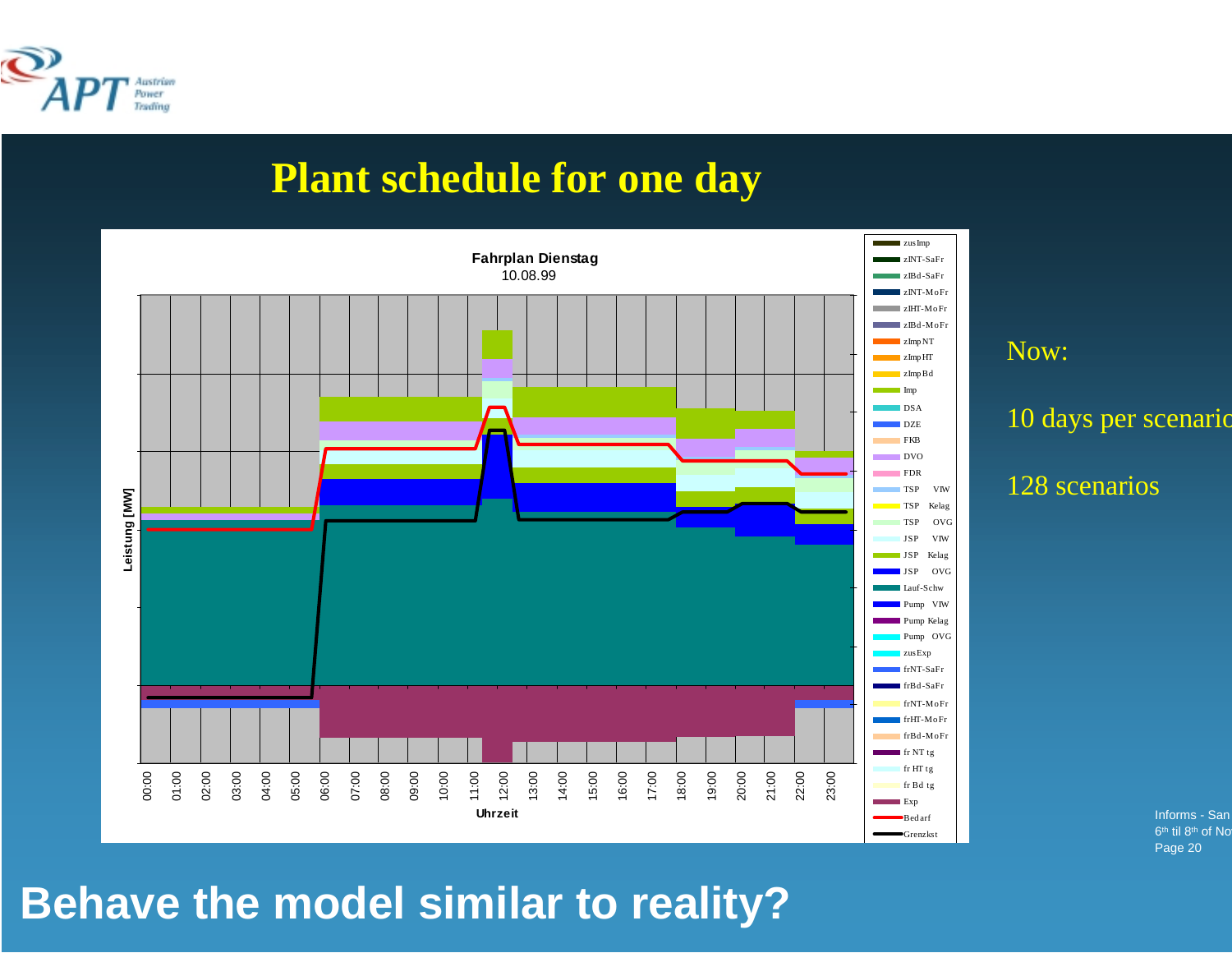# Plant schedule for one day

**Fahrplan Dienstag**
10.08.99

Leistung [MW]

Uhrzeit

00:00 01:00 02:00 03:00 04:00 05:00 06:00 07:00 08:00 09:00 10:00 11:00 12:00 13:00 14:00 15:00 16:00 17:00 18:00 19:00 20:00 21:00 22:00 23:00

zusImp, zINT-SaFr, zIBd-SaFr, zINT-MoFr, zIHT-MoFr, zIBd-MoFr, zImpNT, zImpHT, zImpBd, Imp, DSA, DZE, FKB, DVO, FDR, TSP VIW, TSP Kelag, TSP OVG, JSP VIW, JSP Kelag, JSP OVG, Lauf-Schw, Pump VIW, Pump Kelag, Pump OVG, zusExp, frNT-SaFr, frBd-SaFr, frNT-MoFr, frHT-MoFr, frBd-MoFr, fr NT tg, fr HT tg, fr Bd tg, Exp, Bedarf, Grenzkst

Now:

10 days per scenario

128 scenarios

## Behave the model similar to reality?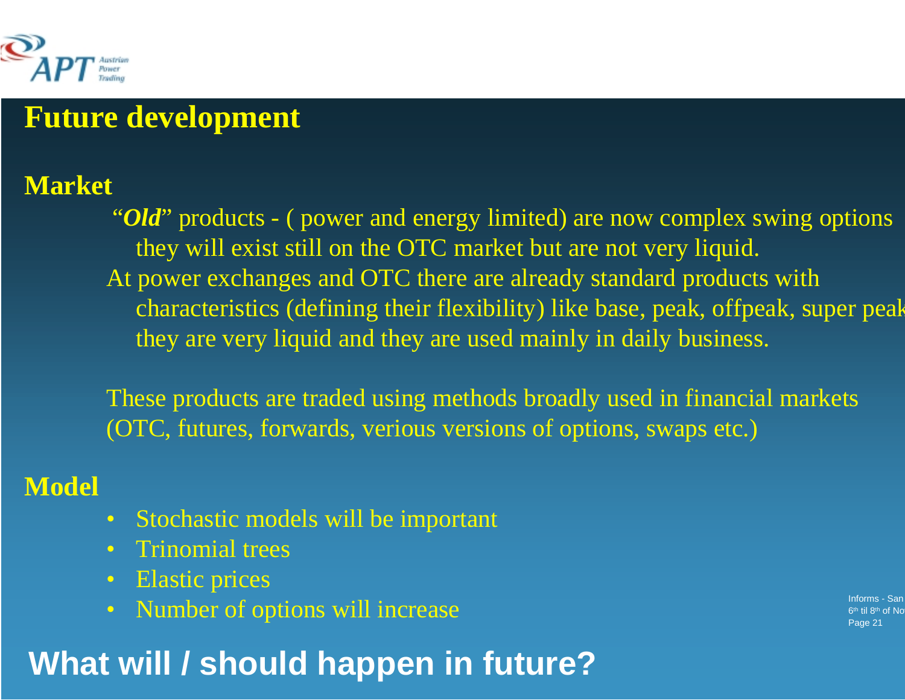# Future development

## Market

"***Old***" products - ( power and energy limited) are now complex swing options they will exist still on the OTC market but are not very liquid.

At power exchanges and OTC there are already standard products with characteristics (defining their flexibility) like base, peak, offpeak, super peak they are very liquid and they are used mainly in daily business.

These products are traded using methods broadly used in financial markets (OTC, futures, forwards, verious versions of options, swaps etc.)

## Model

- Stochastic models will be important
- Trinomial trees
- Elastic prices
- Number of options will increase

**What will / should happen in future?**